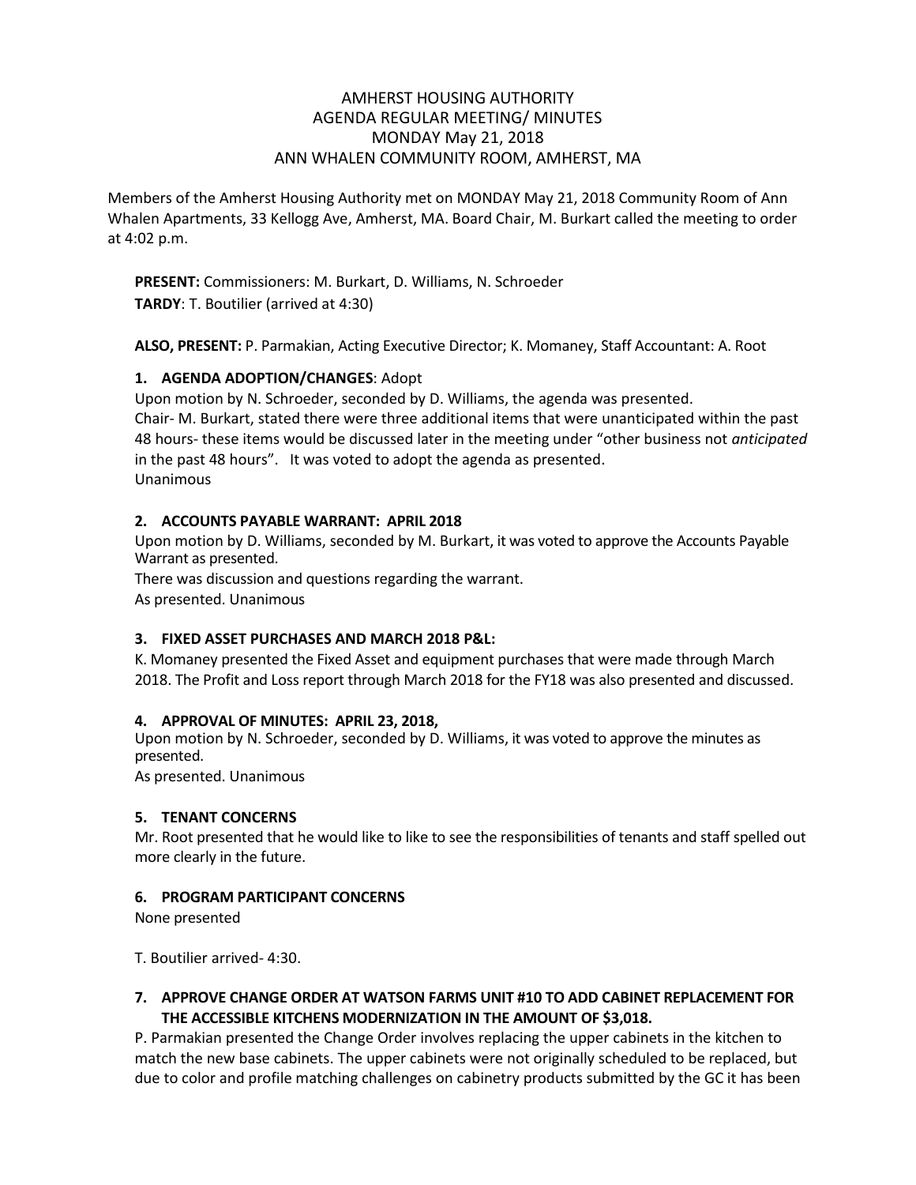# AMHERST HOUSING AUTHORITY
## AGENDA REGULAR MEETING/ MINUTES
## MONDAY May 21, 2018
## ANN WHALEN COMMUNITY ROOM, AMHERST, MA

Members of the Amherst Housing Authority met on MONDAY May 21, 2018 Community Room of Ann Whalen Apartments, 33 Kellogg Ave, Amherst, MA. Board Chair, M. Burkart called the meeting to order at 4:02 p.m.

**PRESENT:** Commissioners: M. Burkart, D. Williams, N. Schroeder
**TARDY**: T. Boutilier (arrived at 4:30)

**ALSO, PRESENT:** P. Parmakian, Acting Executive Director; K. Momaney, Staff Accountant: A. Root

### 1. AGENDA ADOPTION/CHANGES: Adopt

Upon motion by N. Schroeder, seconded by D. Williams, the agenda was presented.
Chair- M. Burkart, stated there were three additional items that were unanticipated within the past 48 hours- these items would be discussed later in the meeting under "other business not *anticipated* in the past 48 hours". It was voted to adopt the agenda as presented.
Unanimous

### 2. ACCOUNTS PAYABLE WARRANT: APRIL 2018

Upon motion by D. Williams, seconded by M. Burkart, it was voted to approve the Accounts Payable Warrant as presented.
There was discussion and questions regarding the warrant.
As presented. Unanimous

### 3. FIXED ASSET PURCHASES AND MARCH 2018 P&L:

K. Momaney presented the Fixed Asset and equipment purchases that were made through March 2018. The Profit and Loss report through March 2018 for the FY18 was also presented and discussed.

### 4. APPROVAL OF MINUTES: APRIL 23, 2018,

Upon motion by N. Schroeder, seconded by D. Williams, it was voted to approve the minutes as presented.
As presented. Unanimous

### 5. TENANT CONCERNS

Mr. Root presented that he would like to like to see the responsibilities of tenants and staff spelled out more clearly in the future.

### 6. PROGRAM PARTICIPANT CONCERNS

None presented

T. Boutilier arrived- 4:30.

### 7. APPROVE CHANGE ORDER AT WATSON FARMS UNIT #10 TO ADD CABINET REPLACEMENT FOR THE ACCESSIBLE KITCHENS MODERNIZATION IN THE AMOUNT OF $3,018.

P. Parmakian presented the Change Order involves replacing the upper cabinets in the kitchen to match the new base cabinets. The upper cabinets were not originally scheduled to be replaced, but due to color and profile matching challenges on cabinetry products submitted by the GC it has been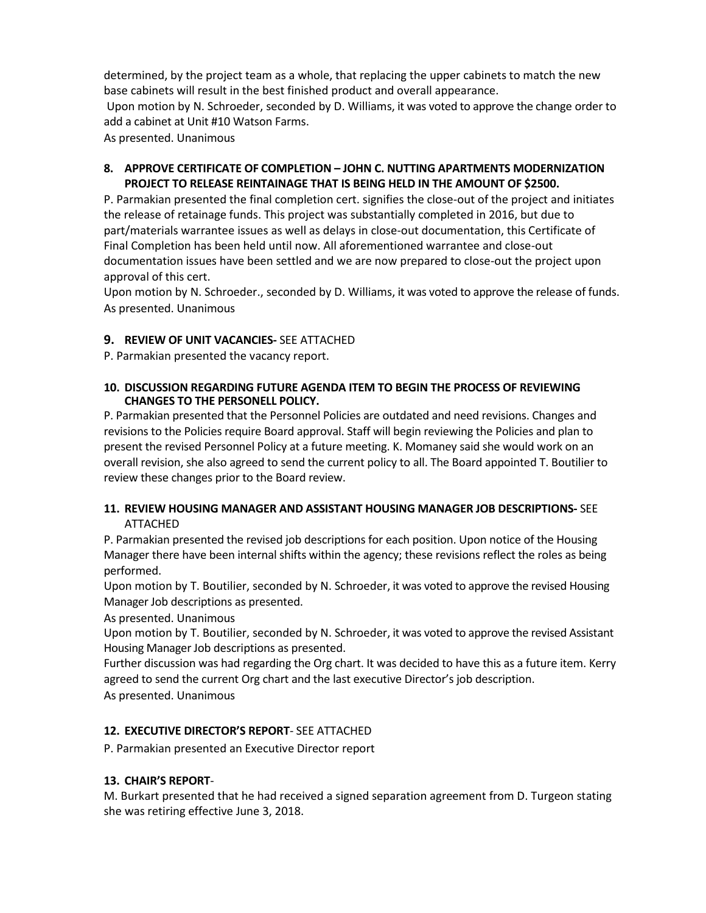determined, by the project team as a whole, that replacing the upper cabinets to match the new base cabinets will result in the best finished product and overall appearance.

Upon motion by N. Schroeder, seconded by D. Williams, it was voted to approve the change order to add a cabinet at Unit #10 Watson Farms.

As presented. Unanimous

**8. APPROVE CERTIFICATE OF COMPLETION – JOHN C. NUTTING APARTMENTS MODERNIZATION PROJECT TO RELEASE REINTAINAGE THAT IS BEING HELD IN THE AMOUNT OF $2500.**

P. Parmakian presented the final completion cert. signifies the close-out of the project and initiates the release of retainage funds. This project was substantially completed in 2016, but due to part/materials warrantee issues as well as delays in close-out documentation, this Certificate of Final Completion has been held until now. All aforementioned warrantee and close-out documentation issues have been settled and we are now prepared to close-out the project upon approval of this cert.

Upon motion by N. Schroeder., seconded by D. Williams, it was voted to approve the release of funds.

As presented. Unanimous

**9. REVIEW OF UNIT VACANCIES-** SEE ATTACHED

P. Parmakian presented the vacancy report.

**10. DISCUSSION REGARDING FUTURE AGENDA ITEM TO BEGIN THE PROCESS OF REVIEWING CHANGES TO THE PERSONELL POLICY.**

P. Parmakian presented that the Personnel Policies are outdated and need revisions. Changes and revisions to the Policies require Board approval. Staff will begin reviewing the Policies and plan to present the revised Personnel Policy at a future meeting. K. Momaney said she would work on an overall revision, she also agreed to send the current policy to all. The Board appointed T. Boutilier to review these changes prior to the Board review.

**11. REVIEW HOUSING MANAGER AND ASSISTANT HOUSING MANAGER JOB DESCRIPTIONS-** SEE ATTACHED

P. Parmakian presented the revised job descriptions for each position. Upon notice of the Housing Manager there have been internal shifts within the agency; these revisions reflect the roles as being performed.

Upon motion by T. Boutilier, seconded by N. Schroeder, it was voted to approve the revised Housing Manager Job descriptions as presented.

As presented. Unanimous

Upon motion by T. Boutilier, seconded by N. Schroeder, it was voted to approve the revised Assistant Housing Manager Job descriptions as presented.

Further discussion was had regarding the Org chart. It was decided to have this as a future item. Kerry agreed to send the current Org chart and the last executive Director's job description.

As presented. Unanimous

**12. EXECUTIVE DIRECTOR'S REPORT**- SEE ATTACHED

P. Parmakian presented an Executive Director report

**13. CHAIR'S REPORT**-

M. Burkart presented that he had received a signed separation agreement from D. Turgeon stating she was retiring effective June 3, 2018.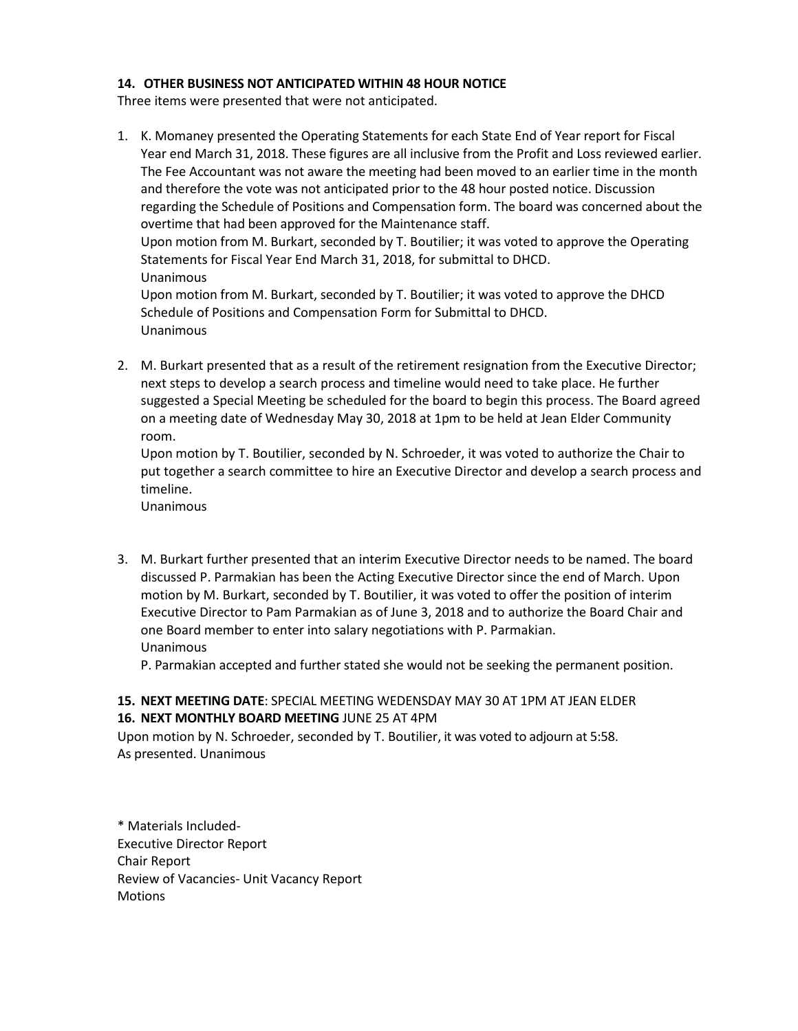**14. OTHER BUSINESS NOT ANTICIPATED WITHIN 48 HOUR NOTICE**

Three items were presented that were not anticipated.

1. K. Momaney presented the Operating Statements for each State End of Year report for Fiscal Year end March 31, 2018. These figures are all inclusive from the Profit and Loss reviewed earlier. The Fee Accountant was not aware the meeting had been moved to an earlier time in the month and therefore the vote was not anticipated prior to the 48 hour posted notice. Discussion regarding the Schedule of Positions and Compensation form. The board was concerned about the overtime that had been approved for the Maintenance staff.
   Upon motion from M. Burkart, seconded by T. Boutilier; it was voted to approve the Operating Statements for Fiscal Year End March 31, 2018, for submittal to DHCD.
   Unanimous
   Upon motion from M. Burkart, seconded by T. Boutilier; it was voted to approve the DHCD Schedule of Positions and Compensation Form for Submittal to DHCD.
   Unanimous

2. M. Burkart presented that as a result of the retirement resignation from the Executive Director; next steps to develop a search process and timeline would need to take place. He further suggested a Special Meeting be scheduled for the board to begin this process. The Board agreed on a meeting date of Wednesday May 30, 2018 at 1pm to be held at Jean Elder Community room.
   Upon motion by T. Boutilier, seconded by N. Schroeder, it was voted to authorize the Chair to put together a search committee to hire an Executive Director and develop a search process and timeline.
   Unanimous

3. M. Burkart further presented that an interim Executive Director needs to be named. The board discussed P. Parmakian has been the Acting Executive Director since the end of March. Upon motion by M. Burkart, seconded by T. Boutilier, it was voted to offer the position of interim Executive Director to Pam Parmakian as of June 3, 2018 and to authorize the Board Chair and one Board member to enter into salary negotiations with P. Parmakian.
   Unanimous
   P. Parmakian accepted and further stated she would not be seeking the permanent position.

**15. NEXT MEETING DATE**: SPECIAL MEETING WEDENSDAY MAY 30 AT 1PM AT JEAN ELDER

**16. NEXT MONTHLY BOARD MEETING** JUNE 25 AT 4PM

Upon motion by N. Schroeder, seconded by T. Boutilier, it was voted to adjourn at 5:58.
As presented. Unanimous

* Materials Included-
Executive Director Report
Chair Report
Review of Vacancies- Unit Vacancy Report
Motions